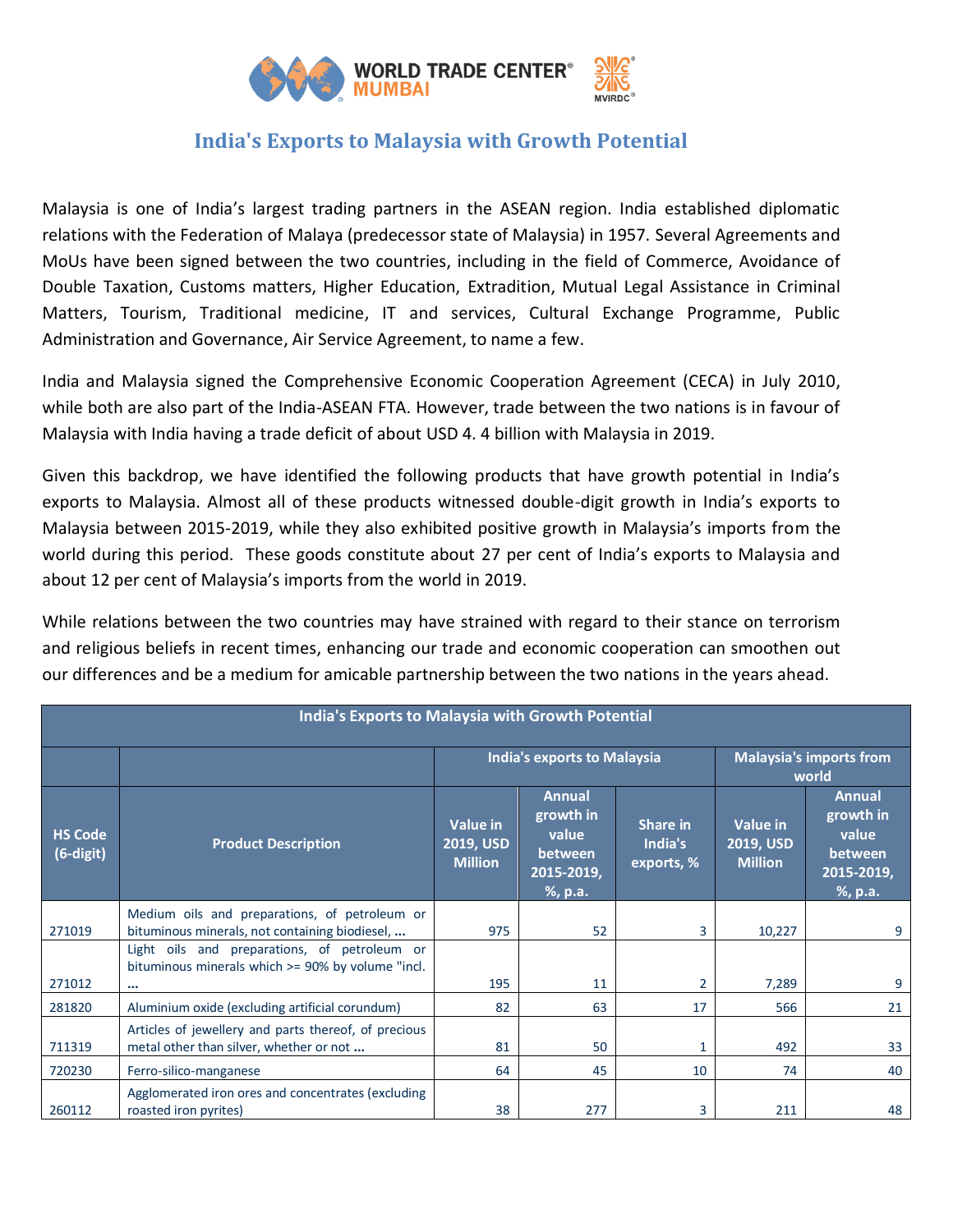# India's Exports to Malaysia with Growth Potential

Malaysia is one of India's largest trading partners in the ASEAN region. India established diplomatic relations with the Federation of Malaya (predecessor state of Malaysia) in 1957. Several Agreements and MoUs have been signed between the two countries, including in the field of Commerce, Avoidance of Double Taxation, Customs matters, Higher Education, Extradition, Mutual Legal Assistance in Criminal Matters, Tourism, Traditional medicine, IT and services, Cultural Exchange Programme, Public Administration and Governance, Air Service Agreement, to name a few.

India and Malaysia signed the Comprehensive Economic Cooperation Agreement (CECA) in July 2010, while both are also part of the India-ASEAN FTA. However, trade between the two nations is in favour of Malaysia with India having a trade deficit of about USD 4. 4 billion with Malaysia in 2019.

Given this backdrop, we have identified the following products that have growth potential in India's exports to Malaysia. Almost all of these products witnessed double-digit growth in India's exports to Malaysia between 2015-2019, while they also exhibited positive growth in Malaysia's imports from the world during this period. These goods constitute about 27 per cent of India's exports to Malaysia and about 12 per cent of Malaysia's imports from the world in 2019.

While relations between the two countries may have strained with regard to their stance on terrorism and religious beliefs in recent times, enhancing our trade and economic cooperation can smoothen out our differences and be a medium for amicable partnership between the two nations in the years ahead.

**India's Exports to Malaysia with Growth Potential**

| | | India's exports to Malaysia | | | Malaysia's imports from world | |
|---|---|---|---|---|---|---|
| HS Code (6-digit) | Product Description | Value in 2019, USD Million | Annual growth in value between 2015-2019, %, p.a. | Share in India's exports, % | Value in 2019, USD Million | Annual growth in value between 2015-2019, %, p.a. |
| 271019 | Medium oils and preparations, of petroleum or bituminous minerals, not containing biodiesel, ... | 975 | 52 | 3 | 10,227 | 9 |
| 271012 | Light oils and preparations, of petroleum or bituminous minerals which >= 90% by volume "incl. ... | 195 | 11 | 2 | 7,289 | 9 |
| 281820 | Aluminium oxide (excluding artificial corundum) | 82 | 63 | 17 | 566 | 21 |
| 711319 | Articles of jewellery and parts thereof, of precious metal other than silver, whether or not ... | 81 | 50 | 1 | 492 | 33 |
| 720230 | Ferro-silico-manganese | 64 | 45 | 10 | 74 | 40 |
| 260112 | Agglomerated iron ores and concentrates (excluding roasted iron pyrites) | 38 | 277 | 3 | 211 | 48 |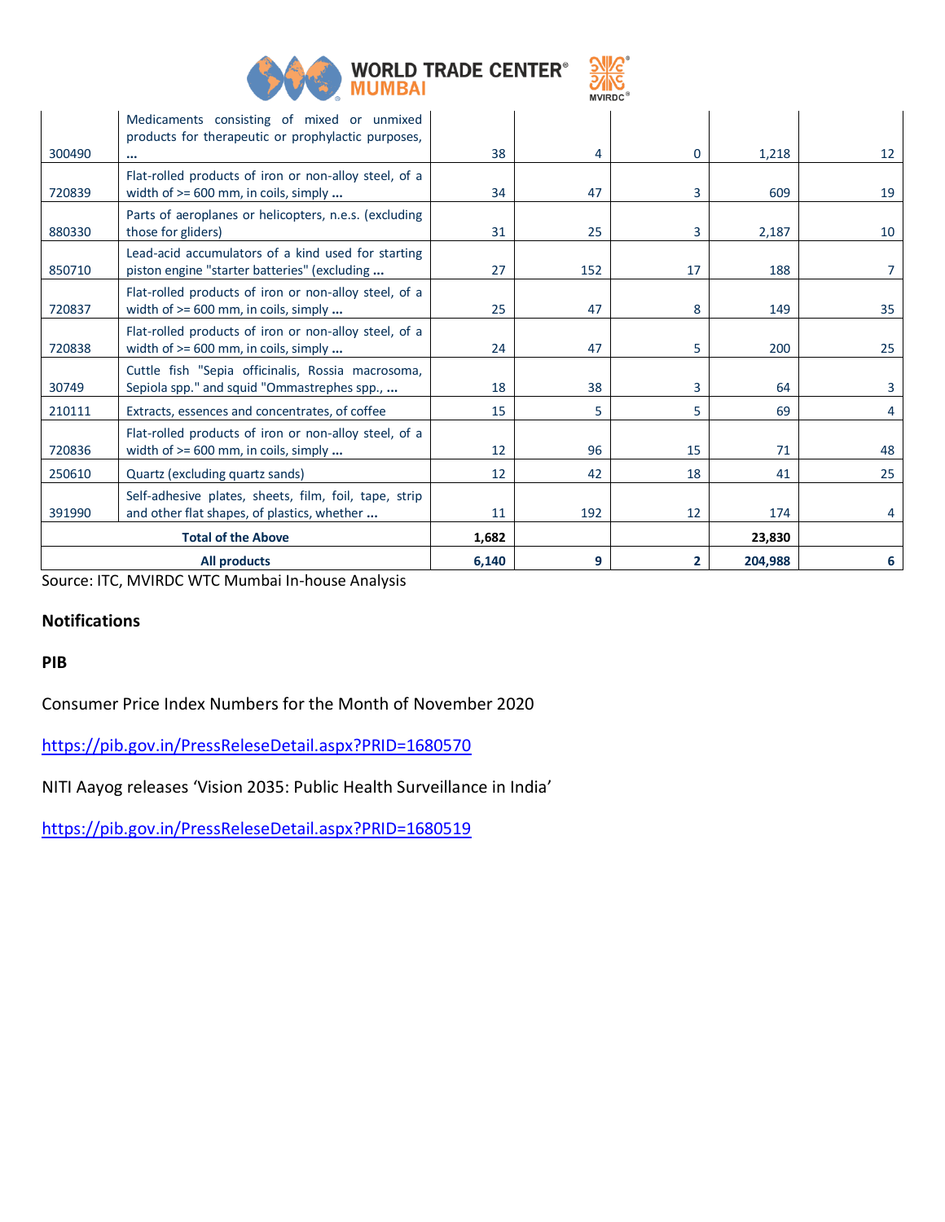| | | | | | | |
|---|---|---|---|---|---|---|
| 300490 | Medicaments consisting of mixed or unmixed products for therapeutic or prophylactic purposes, ... | 38 | 4 | 0 | 1,218 | 12 |
| 720839 | Flat-rolled products of iron or non-alloy steel, of a width of >= 600 mm, in coils, simply ... | 34 | 47 | 3 | 609 | 19 |
| 880330 | Parts of aeroplanes or helicopters, n.e.s. (excluding those for gliders) | 31 | 25 | 3 | 2,187 | 10 |
| 850710 | Lead-acid accumulators of a kind used for starting piston engine "starter batteries" (excluding ... | 27 | 152 | 17 | 188 | 7 |
| 720837 | Flat-rolled products of iron or non-alloy steel, of a width of >= 600 mm, in coils, simply ... | 25 | 47 | 8 | 149 | 35 |
| 720838 | Flat-rolled products of iron or non-alloy steel, of a width of >= 600 mm, in coils, simply ... | 24 | 47 | 5 | 200 | 25 |
| 30749 | Cuttle fish "Sepia officinalis, Rossia macrosoma, Sepiola spp." and squid "Ommastrephes spp., ... | 18 | 38 | 3 | 64 | 3 |
| 210111 | Extracts, essences and concentrates, of coffee | 15 | 5 | 5 | 69 | 4 |
| 720836 | Flat-rolled products of iron or non-alloy steel, of a width of >= 600 mm, in coils, simply ... | 12 | 96 | 15 | 71 | 48 |
| 250610 | Quartz (excluding quartz sands) | 12 | 42 | 18 | 41 | 25 |
| 391990 | Self-adhesive plates, sheets, film, foil, tape, strip and other flat shapes, of plastics, whether ... | 11 | 192 | 12 | 174 | 4 |
| **Total of the Above** | | **1,682** | | | **23,830** | |
| **All products** | | **6,140** | **9** | **2** | **204,988** | **6** |

Source: ITC, MVIRDC WTC Mumbai In-house Analysis

**Notifications**

**PIB**

Consumer Price Index Numbers for the Month of November 2020

https://pib.gov.in/PressReleseDetail.aspx?PRID=1680570

NITI Aayog releases 'Vision 2035: Public Health Surveillance in India'

https://pib.gov.in/PressReleseDetail.aspx?PRID=1680519